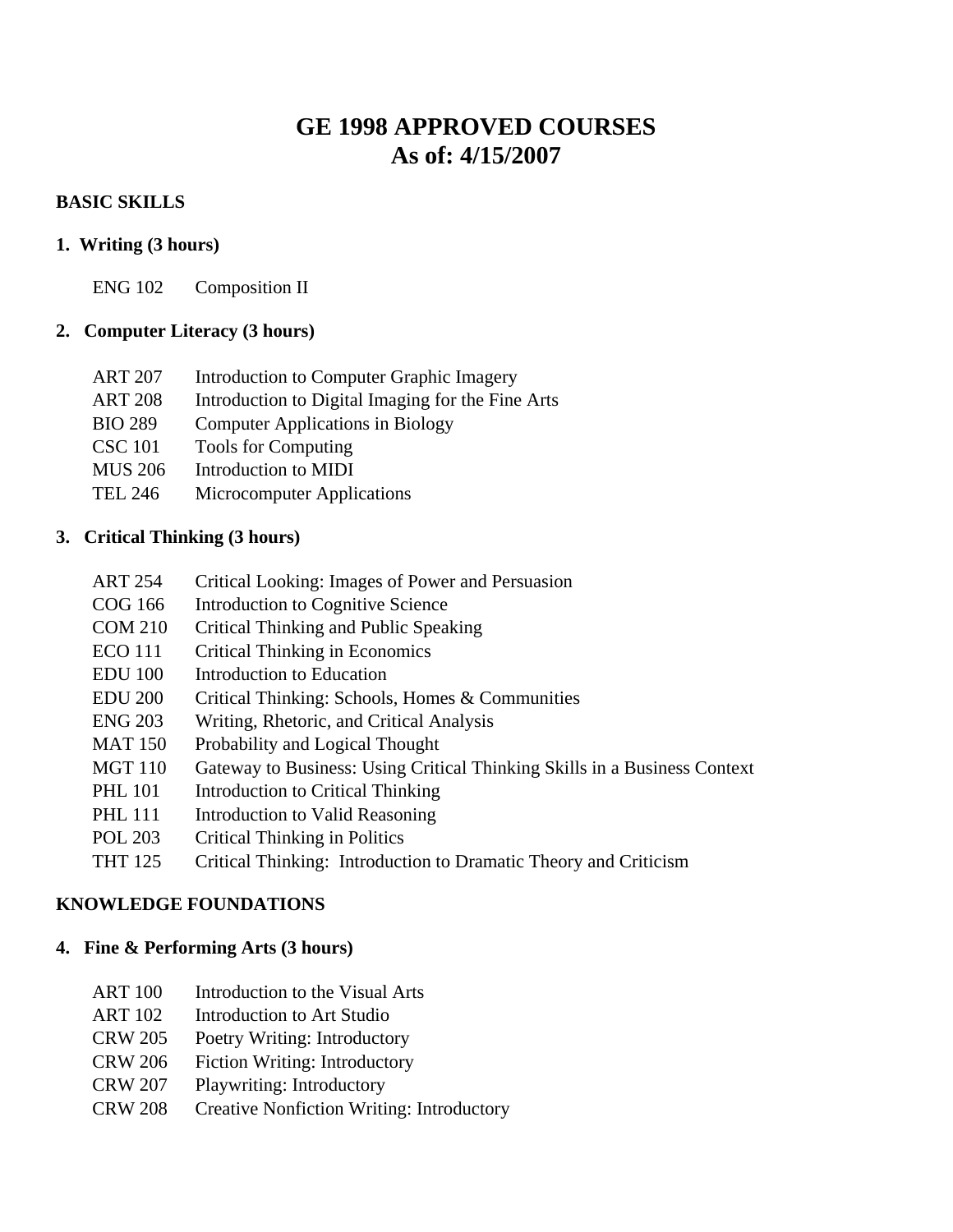# GE 1998 APPROVED COURSES
# As of: 4/15/2007

## BASIC SKILLS

### 1. Writing (3 hours)

| | |
|---|---|
| ENG 102 | Composition II |

### 2. Computer Literacy (3 hours)

| | |
|---|---|
| ART 207 | Introduction to Computer Graphic Imagery |
| ART 208 | Introduction to Digital Imaging for the Fine Arts |
| BIO 289 | Computer Applications in Biology |
| CSC 101 | Tools for Computing |
| MUS 206 | Introduction to MIDI |
| TEL 246 | Microcomputer Applications |

### 3. Critical Thinking (3 hours)

| | |
|---|---|
| ART 254 | Critical Looking: Images of Power and Persuasion |
| COG 166 | Introduction to Cognitive Science |
| COM 210 | Critical Thinking and Public Speaking |
| ECO 111 | Critical Thinking in Economics |
| EDU 100 | Introduction to Education |
| EDU 200 | Critical Thinking: Schools, Homes & Communities |
| ENG 203 | Writing, Rhetoric, and Critical Analysis |
| MAT 150 | Probability and Logical Thought |
| MGT 110 | Gateway to Business: Using Critical Thinking Skills in a Business Context |
| PHL 101 | Introduction to Critical Thinking |
| PHL 111 | Introduction to Valid Reasoning |
| POL 203 | Critical Thinking in Politics |
| THT 125 | Critical Thinking: Introduction to Dramatic Theory and Criticism |

## KNOWLEDGE FOUNDATIONS

### 4. Fine & Performing Arts (3 hours)

| | |
|---|---|
| ART 100 | Introduction to the Visual Arts |
| ART 102 | Introduction to Art Studio |
| CRW 205 | Poetry Writing: Introductory |
| CRW 206 | Fiction Writing: Introductory |
| CRW 207 | Playwriting: Introductory |
| CRW 208 | Creative Nonfiction Writing: Introductory |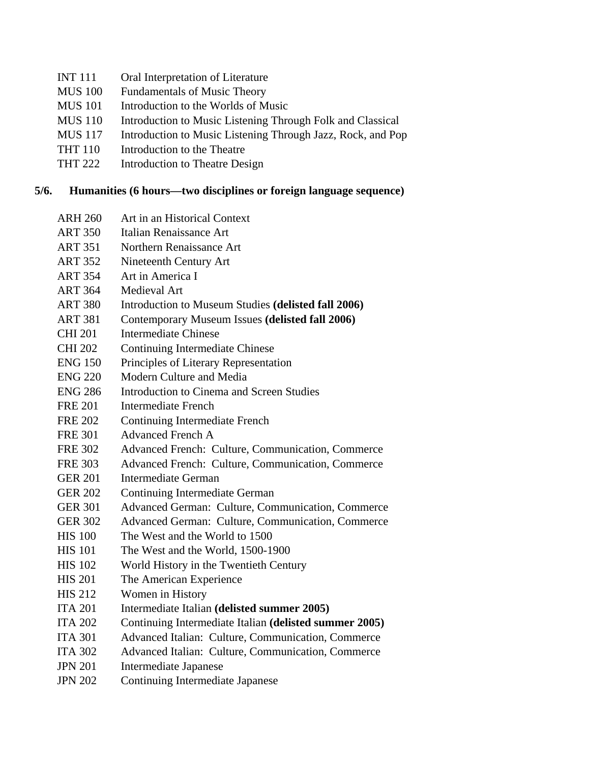| | |
|---|---|
| INT 111 | Oral Interpretation of Literature |
| MUS 100 | Fundamentals of Music Theory |
| MUS 101 | Introduction to the Worlds of Music |
| MUS 110 | Introduction to Music Listening Through Folk and Classical |
| MUS 117 | Introduction to Music Listening Through Jazz, Rock, and Pop |
| THT 110 | Introduction to the Theatre |
| THT 222 | Introduction to Theatre Design |

**5/6. Humanities (6 hours—two disciplines or foreign language sequence)**

| | |
|---|---|
| ARH 260 | Art in an Historical Context |
| ART 350 | Italian Renaissance Art |
| ART 351 | Northern Renaissance Art |
| ART 352 | Nineteenth Century Art |
| ART 354 | Art in America I |
| ART 364 | Medieval Art |
| ART 380 | Introduction to Museum Studies **(delisted fall 2006)** |
| ART 381 | Contemporary Museum Issues **(delisted fall 2006)** |
| CHI 201 | Intermediate Chinese |
| CHI 202 | Continuing Intermediate Chinese |
| ENG 150 | Principles of Literary Representation |
| ENG 220 | Modern Culture and Media |
| ENG 286 | Introduction to Cinema and Screen Studies |
| FRE 201 | Intermediate French |
| FRE 202 | Continuing Intermediate French |
| FRE 301 | Advanced French A |
| FRE 302 | Advanced French: Culture, Communication, Commerce |
| FRE 303 | Advanced French: Culture, Communication, Commerce |
| GER 201 | Intermediate German |
| GER 202 | Continuing Intermediate German |
| GER 301 | Advanced German: Culture, Communication, Commerce |
| GER 302 | Advanced German: Culture, Communication, Commerce |
| HIS 100 | The West and the World to 1500 |
| HIS 101 | The West and the World, 1500-1900 |
| HIS 102 | World History in the Twentieth Century |
| HIS 201 | The American Experience |
| HIS 212 | Women in History |
| ITA 201 | Intermediate Italian **(delisted summer 2005)** |
| ITA 202 | Continuing Intermediate Italian **(delisted summer 2005)** |
| ITA 301 | Advanced Italian: Culture, Communication, Commerce |
| ITA 302 | Advanced Italian: Culture, Communication, Commerce |
| JPN 201 | Intermediate Japanese |
| JPN 202 | Continuing Intermediate Japanese |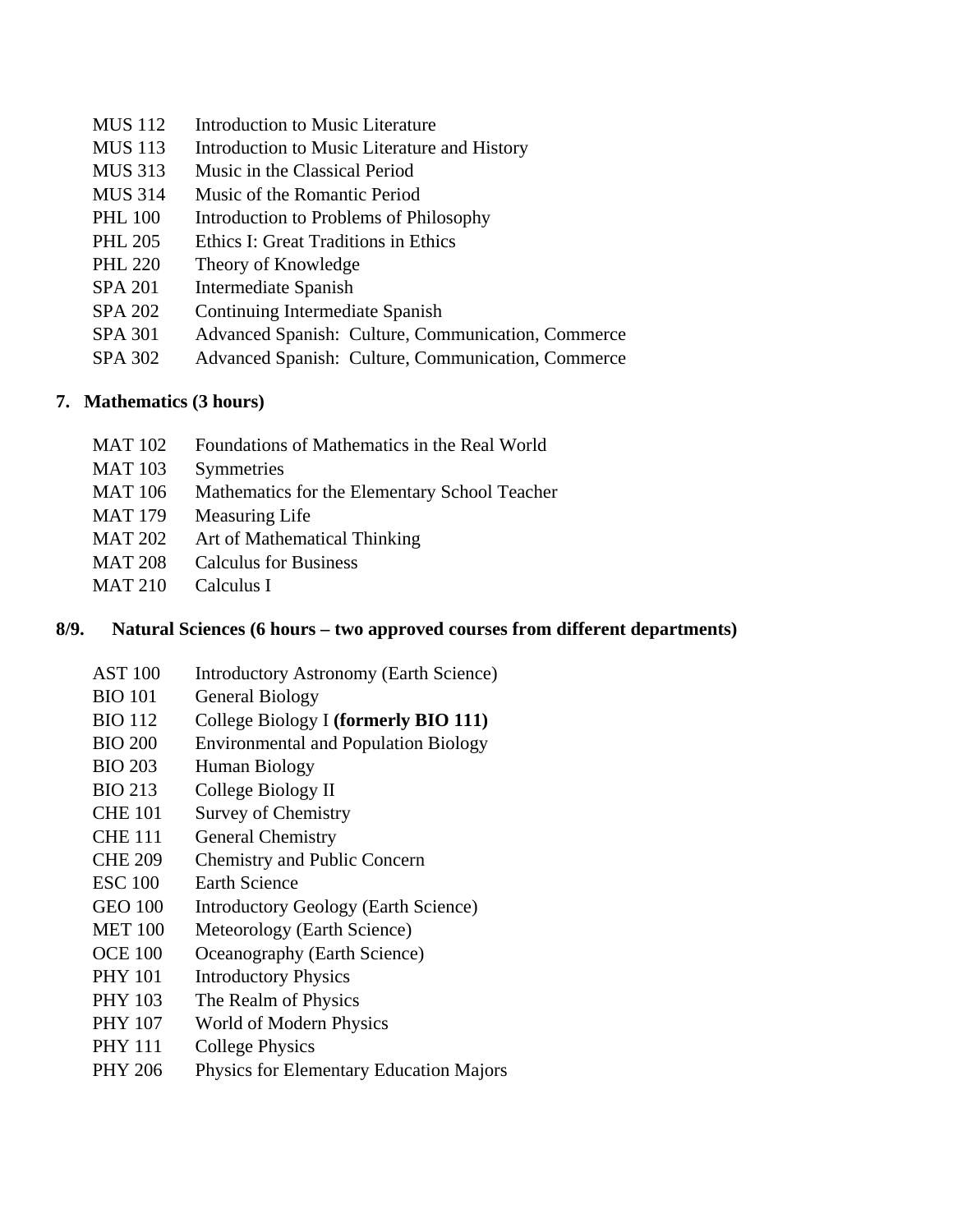| | |
|---|---|
| MUS 112 | Introduction to Music Literature |
| MUS 113 | Introduction to Music Literature and History |
| MUS 313 | Music in the Classical Period |
| MUS 314 | Music of the Romantic Period |
| PHL 100 | Introduction to Problems of Philosophy |
| PHL 205 | Ethics I: Great Traditions in Ethics |
| PHL 220 | Theory of Knowledge |
| SPA 201 | Intermediate Spanish |
| SPA 202 | Continuing Intermediate Spanish |
| SPA 301 | Advanced Spanish: Culture, Communication, Commerce |
| SPA 302 | Advanced Spanish: Culture, Communication, Commerce |

**7. Mathematics (3 hours)**

| | |
|---|---|
| MAT 102 | Foundations of Mathematics in the Real World |
| MAT 103 | Symmetries |
| MAT 106 | Mathematics for the Elementary School Teacher |
| MAT 179 | Measuring Life |
| MAT 202 | Art of Mathematical Thinking |
| MAT 208 | Calculus for Business |
| MAT 210 | Calculus I |

**8/9. Natural Sciences (6 hours – two approved courses from different departments)**

| | |
|---|---|
| AST 100 | Introductory Astronomy (Earth Science) |
| BIO 101 | General Biology |
| BIO 112 | College Biology I **(formerly BIO 111)** |
| BIO 200 | Environmental and Population Biology |
| BIO 203 | Human Biology |
| BIO 213 | College Biology II |
| CHE 101 | Survey of Chemistry |
| CHE 111 | General Chemistry |
| CHE 209 | Chemistry and Public Concern |
| ESC 100 | Earth Science |
| GEO 100 | Introductory Geology (Earth Science) |
| MET 100 | Meteorology (Earth Science) |
| OCE 100 | Oceanography (Earth Science) |
| PHY 101 | Introductory Physics |
| PHY 103 | The Realm of Physics |
| PHY 107 | World of Modern Physics |
| PHY 111 | College Physics |
| PHY 206 | Physics for Elementary Education Majors |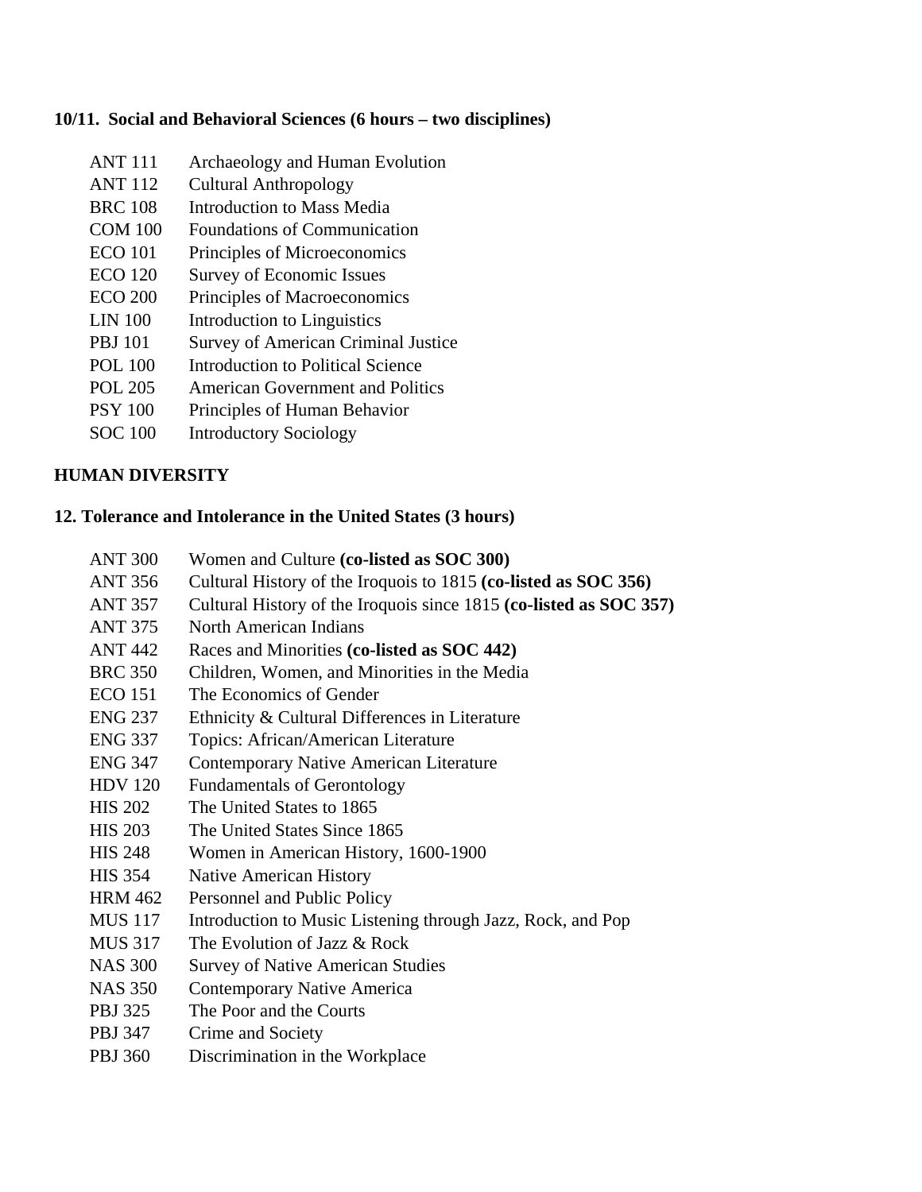### 10/11. Social and Behavioral Sciences (6 hours – two disciplines)

| | |
|---|---|
| ANT 111 | Archaeology and Human Evolution |
| ANT 112 | Cultural Anthropology |
| BRC 108 | Introduction to Mass Media |
| COM 100 | Foundations of Communication |
| ECO 101 | Principles of Microeconomics |
| ECO 120 | Survey of Economic Issues |
| ECO 200 | Principles of Macroeconomics |
| LIN 100 | Introduction to Linguistics |
| PBJ 101 | Survey of American Criminal Justice |
| POL 100 | Introduction to Political Science |
| POL 205 | American Government and Politics |
| PSY 100 | Principles of Human Behavior |
| SOC 100 | Introductory Sociology |

## HUMAN DIVERSITY

### 12. Tolerance and Intolerance in the United States (3 hours)

| | |
|---|---|
| ANT 300 | Women and Culture **(co-listed as SOC 300)** |
| ANT 356 | Cultural History of the Iroquois to 1815 **(co-listed as SOC 356)** |
| ANT 357 | Cultural History of the Iroquois since 1815 **(co-listed as SOC 357)** |
| ANT 375 | North American Indians |
| ANT 442 | Races and Minorities **(co-listed as SOC 442)** |
| BRC 350 | Children, Women, and Minorities in the Media |
| ECO 151 | The Economics of Gender |
| ENG 237 | Ethnicity & Cultural Differences in Literature |
| ENG 337 | Topics: African/American Literature |
| ENG 347 | Contemporary Native American Literature |
| HDV 120 | Fundamentals of Gerontology |
| HIS 202 | The United States to 1865 |
| HIS 203 | The United States Since 1865 |
| HIS 248 | Women in American History, 1600-1900 |
| HIS 354 | Native American History |
| HRM 462 | Personnel and Public Policy |
| MUS 117 | Introduction to Music Listening through Jazz, Rock, and Pop |
| MUS 317 | The Evolution of Jazz & Rock |
| NAS 300 | Survey of Native American Studies |
| NAS 350 | Contemporary Native America |
| PBJ 325 | The Poor and the Courts |
| PBJ 347 | Crime and Society |
| PBJ 360 | Discrimination in the Workplace |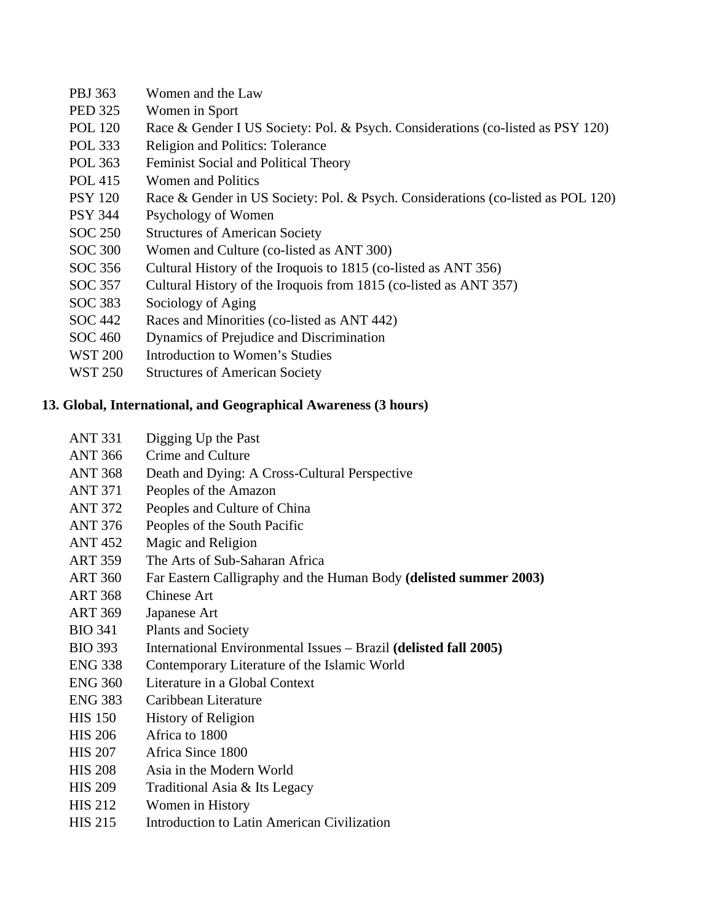| | |
|---|---|
| PBJ 363 | Women and the Law |
| PED 325 | Women in Sport |
| POL 120 | Race & Gender I US Society: Pol. & Psych. Considerations (co-listed as PSY 120) |
| POL 333 | Religion and Politics: Tolerance |
| POL 363 | Feminist Social and Political Theory |
| POL 415 | Women and Politics |
| PSY 120 | Race & Gender in US Society: Pol. & Psych. Considerations (co-listed as POL 120) |
| PSY 344 | Psychology of Women |
| SOC 250 | Structures of American Society |
| SOC 300 | Women and Culture (co-listed as ANT 300) |
| SOC 356 | Cultural History of the Iroquois to 1815 (co-listed as ANT 356) |
| SOC 357 | Cultural History of the Iroquois from 1815 (co-listed as ANT 357) |
| SOC 383 | Sociology of Aging |
| SOC 442 | Races and Minorities (co-listed as ANT 442) |
| SOC 460 | Dynamics of Prejudice and Discrimination |
| WST 200 | Introduction to Women's Studies |
| WST 250 | Structures of American Society |

**13. Global, International, and Geographical Awareness (3 hours)**

| | |
|---|---|
| ANT 331 | Digging Up the Past |
| ANT 366 | Crime and Culture |
| ANT 368 | Death and Dying: A Cross-Cultural Perspective |
| ANT 371 | Peoples of the Amazon |
| ANT 372 | Peoples and Culture of China |
| ANT 376 | Peoples of the South Pacific |
| ANT 452 | Magic and Religion |
| ART 359 | The Arts of Sub-Saharan Africa |
| ART 360 | Far Eastern Calligraphy and the Human Body **(delisted summer 2003)** |
| ART 368 | Chinese Art |
| ART 369 | Japanese Art |
| BIO 341 | Plants and Society |
| BIO 393 | International Environmental Issues – Brazil **(delisted fall 2005)** |
| ENG 338 | Contemporary Literature of the Islamic World |
| ENG 360 | Literature in a Global Context |
| ENG 383 | Caribbean Literature |
| HIS 150 | History of Religion |
| HIS 206 | Africa to 1800 |
| HIS 207 | Africa Since 1800 |
| HIS 208 | Asia in the Modern World |
| HIS 209 | Traditional Asia & Its Legacy |
| HIS 212 | Women in History |
| HIS 215 | Introduction to Latin American Civilization |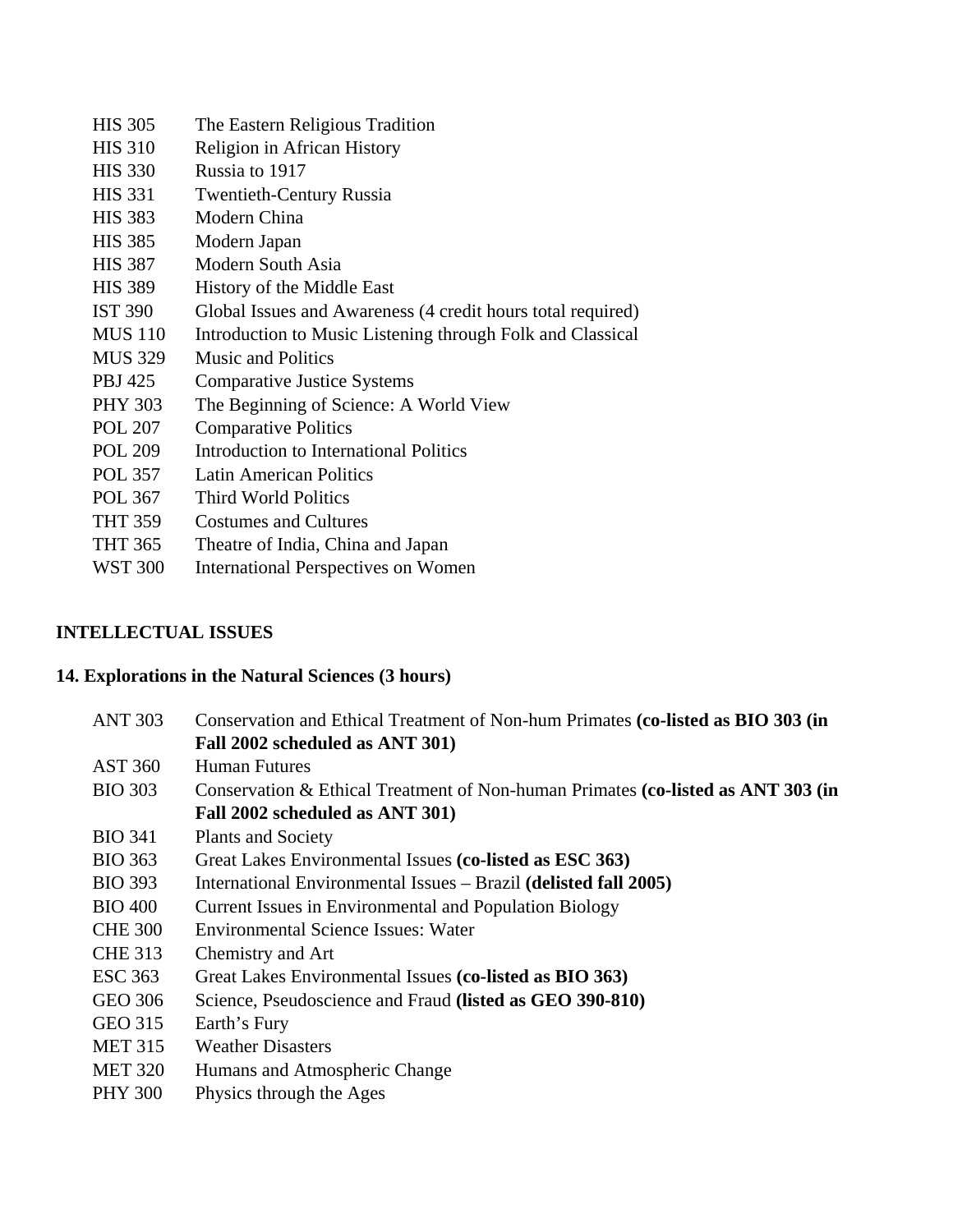| | |
|---|---|
| HIS 305 | The Eastern Religious Tradition |
| HIS 310 | Religion in African History |
| HIS 330 | Russia to 1917 |
| HIS 331 | Twentieth-Century Russia |
| HIS 383 | Modern China |
| HIS 385 | Modern Japan |
| HIS 387 | Modern South Asia |
| HIS 389 | History of the Middle East |
| IST 390 | Global Issues and Awareness (4 credit hours total required) |
| MUS 110 | Introduction to Music Listening through Folk and Classical |
| MUS 329 | Music and Politics |
| PBJ 425 | Comparative Justice Systems |
| PHY 303 | The Beginning of Science: A World View |
| POL 207 | Comparative Politics |
| POL 209 | Introduction to International Politics |
| POL 357 | Latin American Politics |
| POL 367 | Third World Politics |
| THT 359 | Costumes and Cultures |
| THT 365 | Theatre of India, China and Japan |
| WST 300 | International Perspectives on Women |

## INTELLECTUAL ISSUES

### 14. Explorations in the Natural Sciences (3 hours)

| | |
|---|---|
| ANT 303 | Conservation and Ethical Treatment of Non-hum Primates **(co-listed as BIO 303 (in Fall 2002 scheduled as ANT 301)** |
| AST 360 | Human Futures |
| BIO 303 | Conservation & Ethical Treatment of Non-human Primates **(co-listed as ANT 303 (in Fall 2002 scheduled as ANT 301)** |
| BIO 341 | Plants and Society |
| BIO 363 | Great Lakes Environmental Issues **(co-listed as ESC 363)** |
| BIO 393 | International Environmental Issues – Brazil **(delisted fall 2005)** |
| BIO 400 | Current Issues in Environmental and Population Biology |
| CHE 300 | Environmental Science Issues: Water |
| CHE 313 | Chemistry and Art |
| ESC 363 | Great Lakes Environmental Issues **(co-listed as BIO 363)** |
| GEO 306 | Science, Pseudoscience and Fraud **(listed as GEO 390-810)** |
| GEO 315 | Earth's Fury |
| MET 315 | Weather Disasters |
| MET 320 | Humans and Atmospheric Change |
| PHY 300 | Physics through the Ages |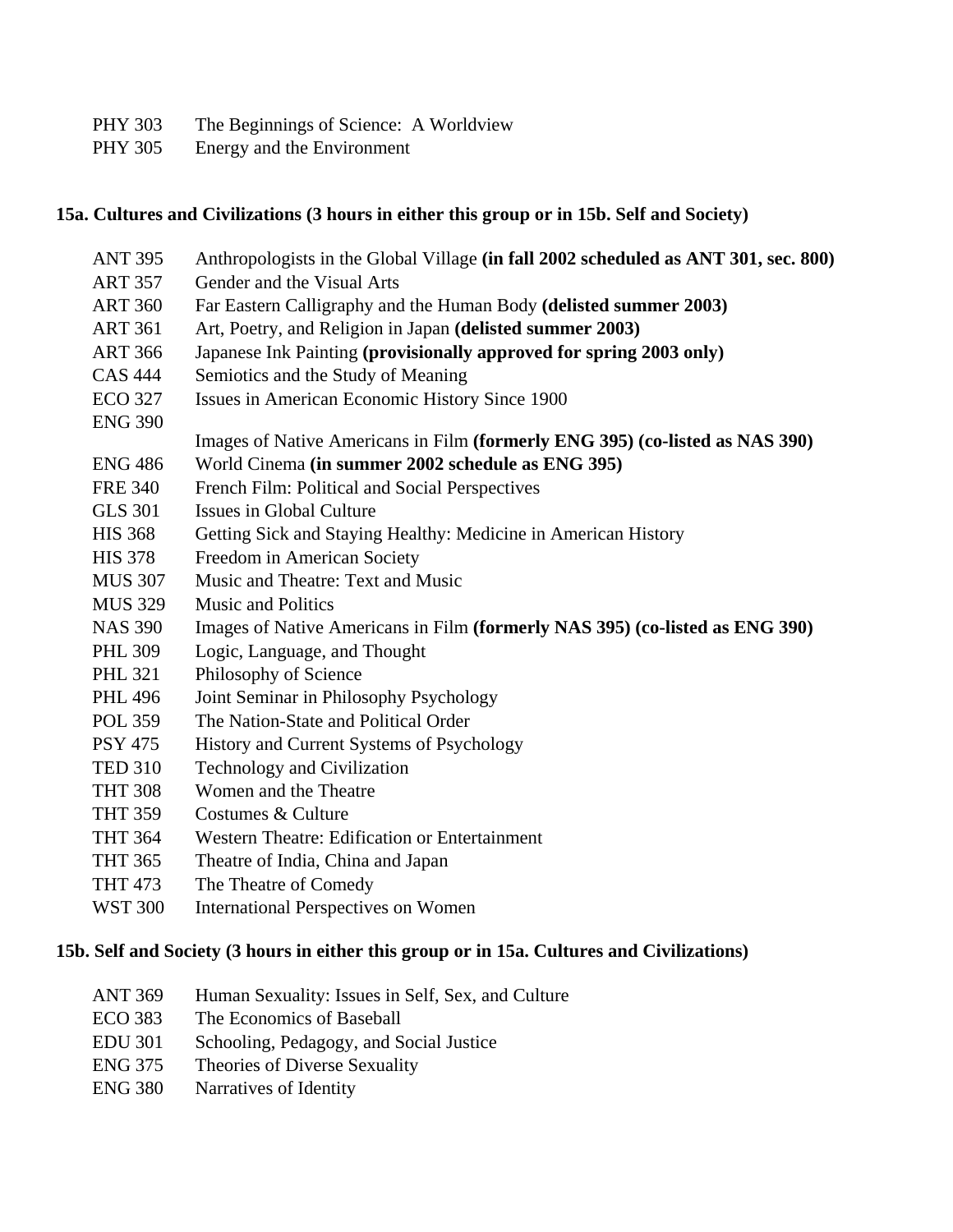PHY 303 The Beginnings of Science: A Worldview
PHY 305 Energy and the Environment

**15a. Cultures and Civilizations (3 hours in either this group or in 15b. Self and Society)**

ANT 395 Anthropologists in the Global Village **(in fall 2002 scheduled as ANT 301, sec. 800)**
ART 357 Gender and the Visual Arts
ART 360 Far Eastern Calligraphy and the Human Body **(delisted summer 2003)**
ART 361 Art, Poetry, and Religion in Japan **(delisted summer 2003)**
ART 366 Japanese Ink Painting **(provisionally approved for spring 2003 only)**
CAS 444 Semiotics and the Study of Meaning
ECO 327 Issues in American Economic History Since 1900
ENG 390 Images of Native Americans in Film **(formerly ENG 395) (co-listed as NAS 390)**
ENG 486 World Cinema **(in summer 2002 schedule as ENG 395)**
FRE 340 French Film: Political and Social Perspectives
GLS 301 Issues in Global Culture
HIS 368 Getting Sick and Staying Healthy: Medicine in American History
HIS 378 Freedom in American Society
MUS 307 Music and Theatre: Text and Music
MUS 329 Music and Politics
NAS 390 Images of Native Americans in Film **(formerly NAS 395) (co-listed as ENG 390)**
PHL 309 Logic, Language, and Thought
PHL 321 Philosophy of Science
PHL 496 Joint Seminar in Philosophy Psychology
POL 359 The Nation-State and Political Order
PSY 475 History and Current Systems of Psychology
TED 310 Technology and Civilization
THT 308 Women and the Theatre
THT 359 Costumes & Culture
THT 364 Western Theatre: Edification or Entertainment
THT 365 Theatre of India, China and Japan
THT 473 The Theatre of Comedy
WST 300 International Perspectives on Women

**15b. Self and Society (3 hours in either this group or in 15a. Cultures and Civilizations)**

ANT 369 Human Sexuality: Issues in Self, Sex, and Culture
ECO 383 The Economics of Baseball
EDU 301 Schooling, Pedagogy, and Social Justice
ENG 375 Theories of Diverse Sexuality
ENG 380 Narratives of Identity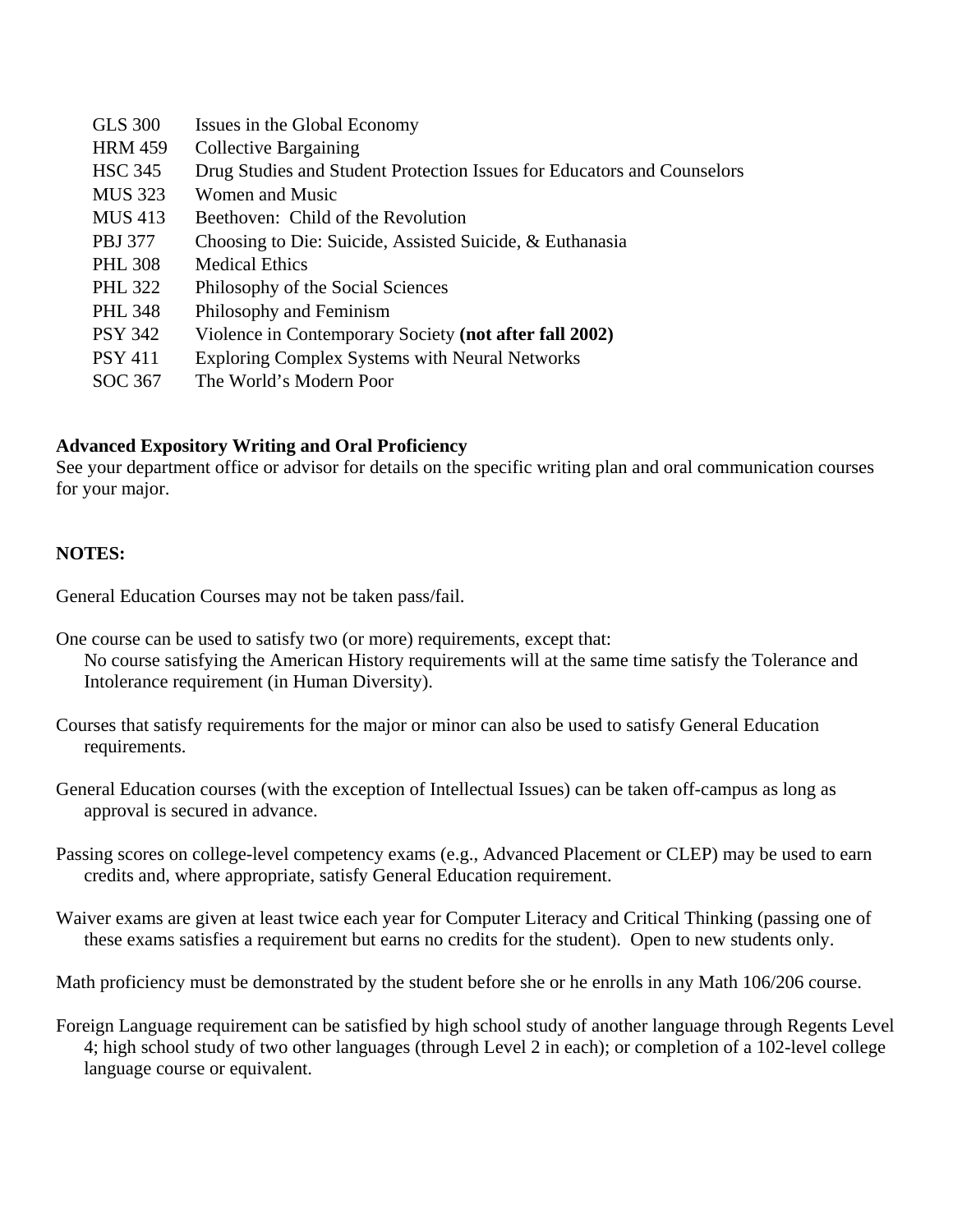| | |
|---|---|
| GLS 300 | Issues in the Global Economy |
| HRM 459 | Collective Bargaining |
| HSC 345 | Drug Studies and Student Protection Issues for Educators and Counselors |
| MUS 323 | Women and Music |
| MUS 413 | Beethoven: Child of the Revolution |
| PBJ 377 | Choosing to Die: Suicide, Assisted Suicide, & Euthanasia |
| PHL 308 | Medical Ethics |
| PHL 322 | Philosophy of the Social Sciences |
| PHL 348 | Philosophy and Feminism |
| PSY 342 | Violence in Contemporary Society **(not after fall 2002)** |
| PSY 411 | Exploring Complex Systems with Neural Networks |
| SOC 367 | The World's Modern Poor |

**Advanced Expository Writing and Oral Proficiency**
See your department office or advisor for details on the specific writing plan and oral communication courses for your major.

**NOTES:**

General Education Courses may not be taken pass/fail.

One course can be used to satisfy two (or more) requirements, except that:
No course satisfying the American History requirements will at the same time satisfy the Tolerance and Intolerance requirement (in Human Diversity).

Courses that satisfy requirements for the major or minor can also be used to satisfy General Education requirements.

General Education courses (with the exception of Intellectual Issues) can be taken off-campus as long as approval is secured in advance.

Passing scores on college-level competency exams (e.g., Advanced Placement or CLEP) may be used to earn credits and, where appropriate, satisfy General Education requirement.

Waiver exams are given at least twice each year for Computer Literacy and Critical Thinking (passing one of these exams satisfies a requirement but earns no credits for the student). Open to new students only.

Math proficiency must be demonstrated by the student before she or he enrolls in any Math 106/206 course.

Foreign Language requirement can be satisfied by high school study of another language through Regents Level 4; high school study of two other languages (through Level 2 in each); or completion of a 102-level college language course or equivalent.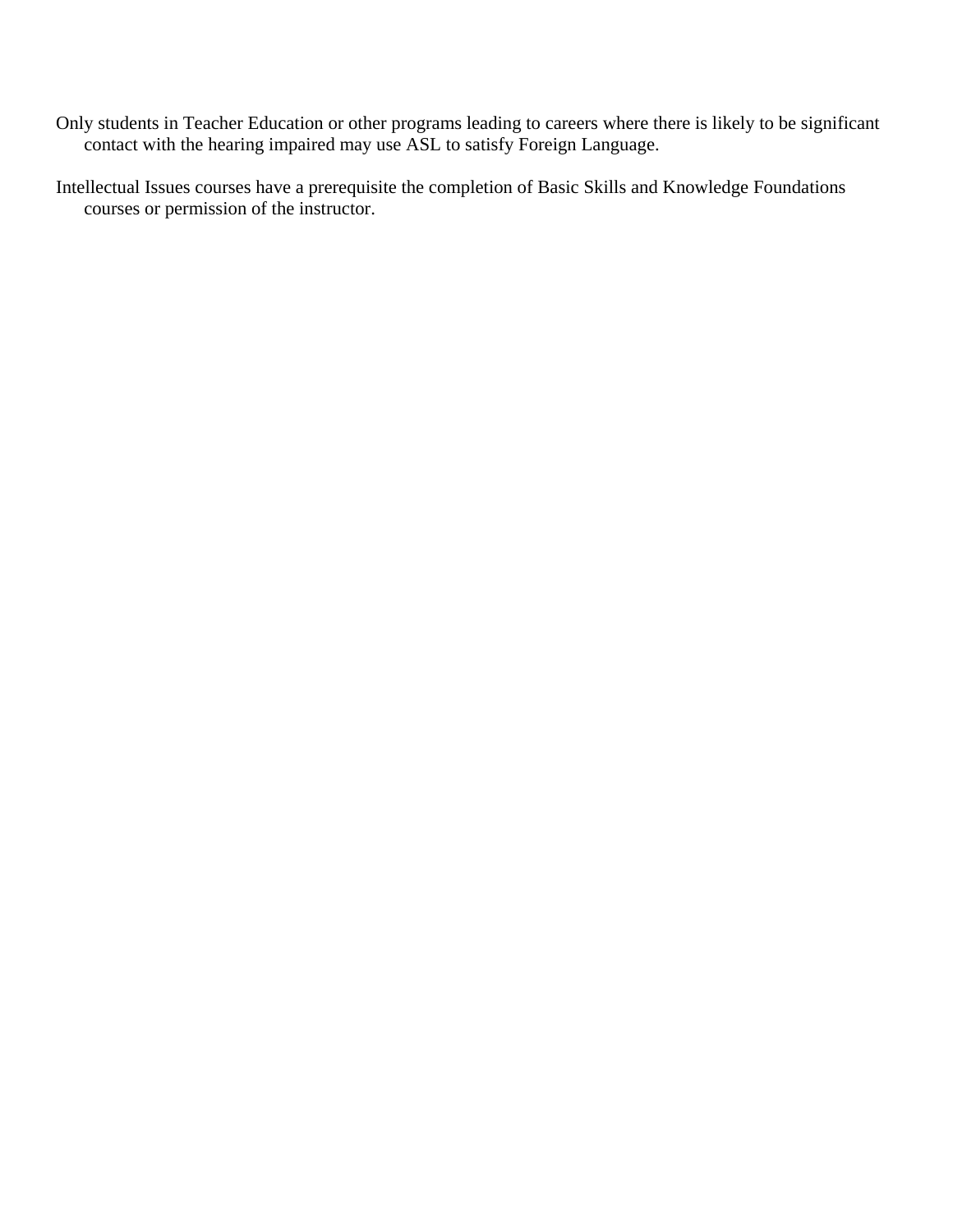Only students in Teacher Education or other programs leading to careers where there is likely to be significant contact with the hearing impaired may use ASL to satisfy Foreign Language.

Intellectual Issues courses have a prerequisite the completion of Basic Skills and Knowledge Foundations courses or permission of the instructor.